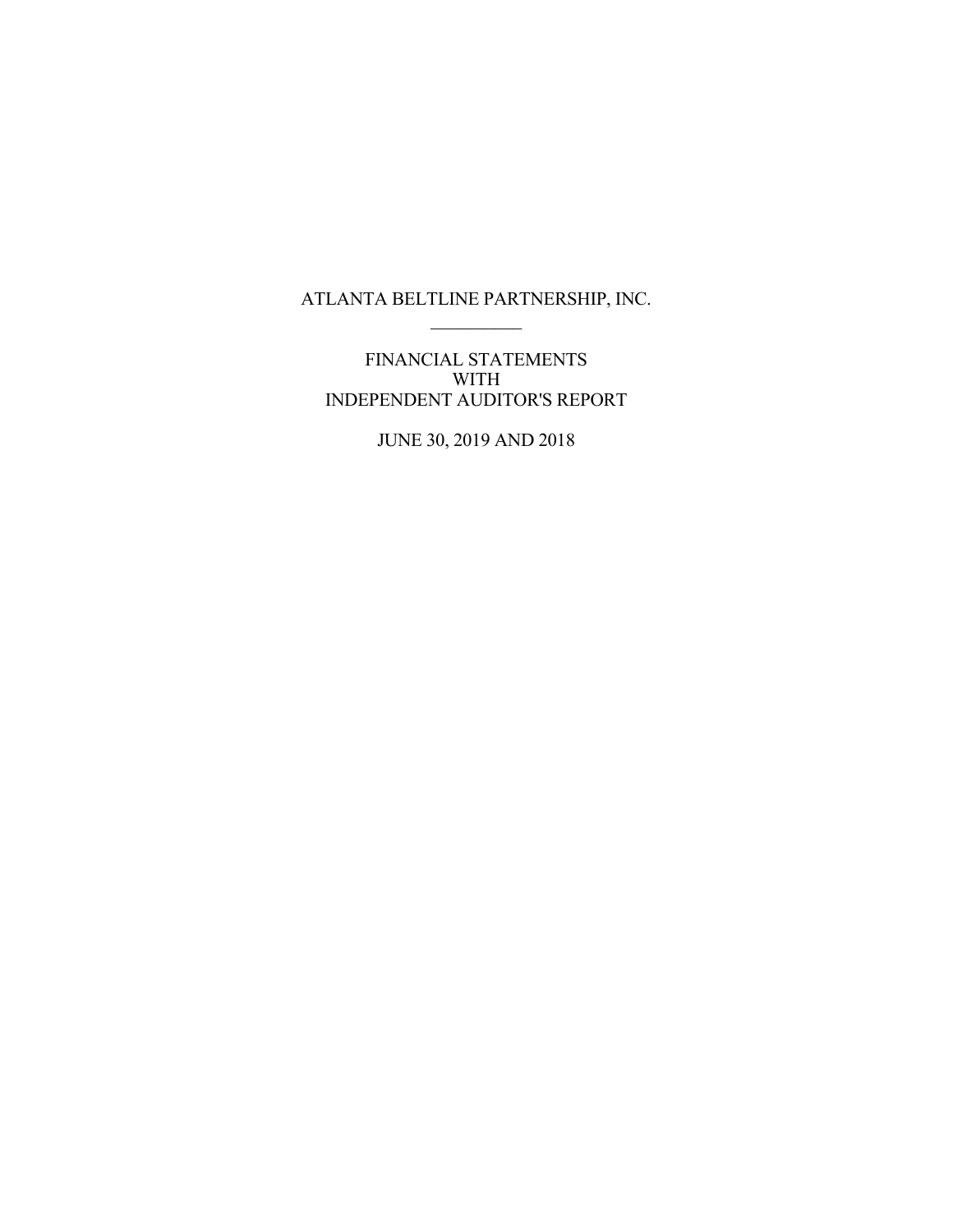# ATLANTA BELTLINE PARTNERSHIP, INC.

---

FINANCIAL STATEMENTS
WITH
INDEPENDENT AUDITOR'S REPORT

JUNE 30, 2019 AND 2018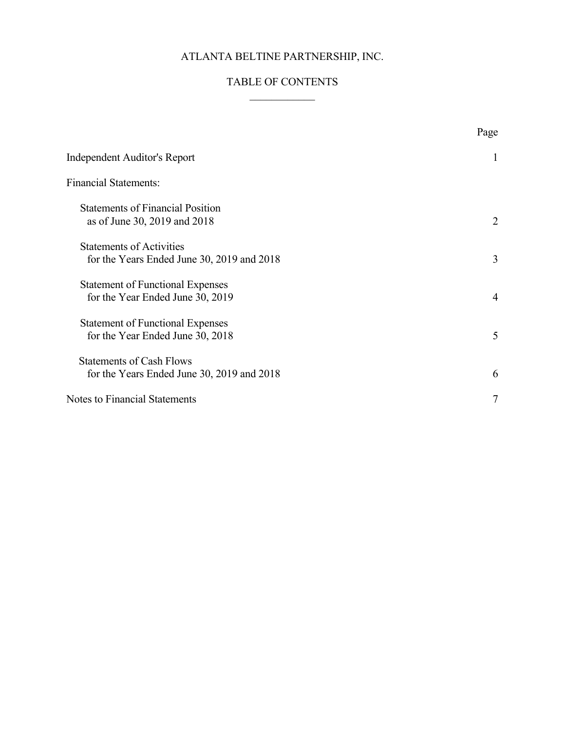# ATLANTA BELTINE PARTNERSHIP, INC.

## TABLE OF CONTENTS

| | Page |
|---|---|
| Independent Auditor's Report | 1 |
| Financial Statements: | |
| Statements of Financial Position as of June 30, 2019 and 2018 | 2 |
| Statements of Activities for the Years Ended June 30, 2019 and 2018 | 3 |
| Statement of Functional Expenses for the Year Ended June 30, 2019 | 4 |
| Statement of Functional Expenses for the Year Ended June 30, 2018 | 5 |
| Statements of Cash Flows for the Years Ended June 30, 2019 and 2018 | 6 |
| Notes to Financial Statements | 7 |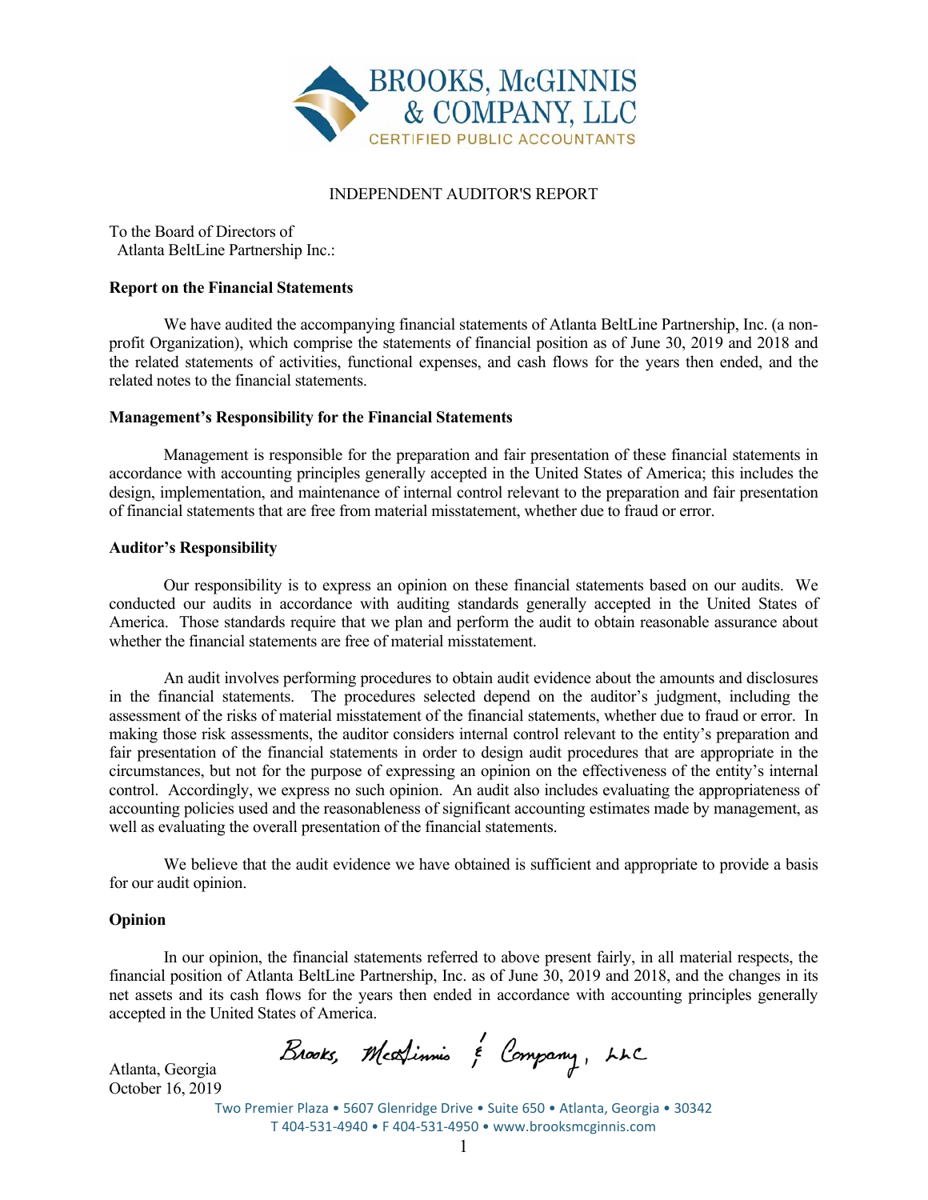BROOKS, McGINNIS & COMPANY, LLC
CERTIFIED PUBLIC ACCOUNTANTS

INDEPENDENT AUDITOR'S REPORT

To the Board of Directors of
Atlanta BeltLine Partnership Inc.:

**Report on the Financial Statements**

We have audited the accompanying financial statements of Atlanta BeltLine Partnership, Inc. (a non-profit Organization), which comprise the statements of financial position as of June 30, 2019 and 2018 and the related statements of activities, functional expenses, and cash flows for the years then ended, and the related notes to the financial statements.

**Management's Responsibility for the Financial Statements**

Management is responsible for the preparation and fair presentation of these financial statements in accordance with accounting principles generally accepted in the United States of America; this includes the design, implementation, and maintenance of internal control relevant to the preparation and fair presentation of financial statements that are free from material misstatement, whether due to fraud or error.

**Auditor's Responsibility**

Our responsibility is to express an opinion on these financial statements based on our audits. We conducted our audits in accordance with auditing standards generally accepted in the United States of America. Those standards require that we plan and perform the audit to obtain reasonable assurance about whether the financial statements are free of material misstatement.

An audit involves performing procedures to obtain audit evidence about the amounts and disclosures in the financial statements. The procedures selected depend on the auditor's judgment, including the assessment of the risks of material misstatement of the financial statements, whether due to fraud or error. In making those risk assessments, the auditor considers internal control relevant to the entity's preparation and fair presentation of the financial statements in order to design audit procedures that are appropriate in the circumstances, but not for the purpose of expressing an opinion on the effectiveness of the entity's internal control. Accordingly, we express no such opinion. An audit also includes evaluating the appropriateness of accounting policies used and the reasonableness of significant accounting estimates made by management, as well as evaluating the overall presentation of the financial statements.

We believe that the audit evidence we have obtained is sufficient and appropriate to provide a basis for our audit opinion.

**Opinion**

In our opinion, the financial statements referred to above present fairly, in all material respects, the financial position of Atlanta BeltLine Partnership, Inc. as of June 30, 2019 and 2018, and the changes in its net assets and its cash flows for the years then ended in accordance with accounting principles generally accepted in the United States of America.

Brooks, McGinnis & Company, LLC

Atlanta, Georgia
October 16, 2019

Two Premier Plaza • 5607 Glenridge Drive • Suite 650 • Atlanta, Georgia • 30342
T 404-531-4940 • F 404-531-4950 • www.brooksmcginnis.com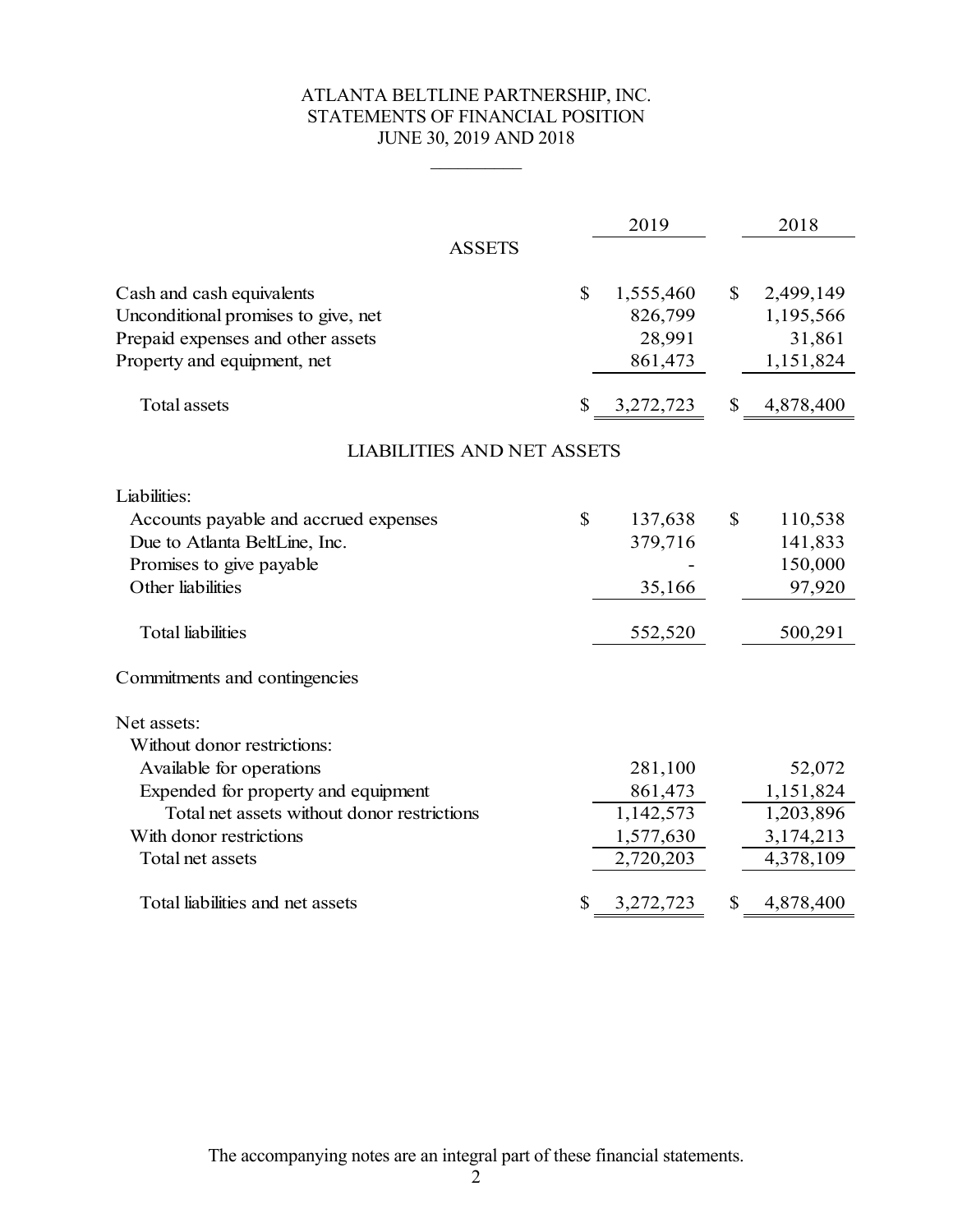# ATLANTA BELTLINE PARTNERSHIP, INC.
## STATEMENTS OF FINANCIAL POSITION
### JUNE 30, 2019 AND 2018

| | 2019 | 2018 |
|---|---|---|
| **ASSETS** | | |
| Cash and cash equivalents | $ 1,555,460 | $ 2,499,149 |
| Unconditional promises to give, net | 826,799 | 1,195,566 |
| Prepaid expenses and other assets | 28,991 | 31,861 |
| Property and equipment, net | 861,473 | 1,151,824 |
| Total assets | $ 3,272,723 | $ 4,878,400 |
| **LIABILITIES AND NET ASSETS** | | |
| Liabilities: | | |
| Accounts payable and accrued expenses | $ 137,638 | $ 110,538 |
| Due to Atlanta BeltLine, Inc. | 379,716 | 141,833 |
| Promises to give payable | - | 150,000 |
| Other liabilities | 35,166 | 97,920 |
| Total liabilities | 552,520 | 500,291 |
| Commitments and contingencies | | |
| Net assets: | | |
| Without donor restrictions: | | |
| Available for operations | 281,100 | 52,072 |
| Expended for property and equipment | 861,473 | 1,151,824 |
| Total net assets without donor restrictions | 1,142,573 | 1,203,896 |
| With donor restrictions | 1,577,630 | 3,174,213 |
| Total net assets | 2,720,203 | 4,378,109 |
| Total liabilities and net assets | $ 3,272,723 | $ 4,878,400 |

The accompanying notes are an integral part of these financial statements.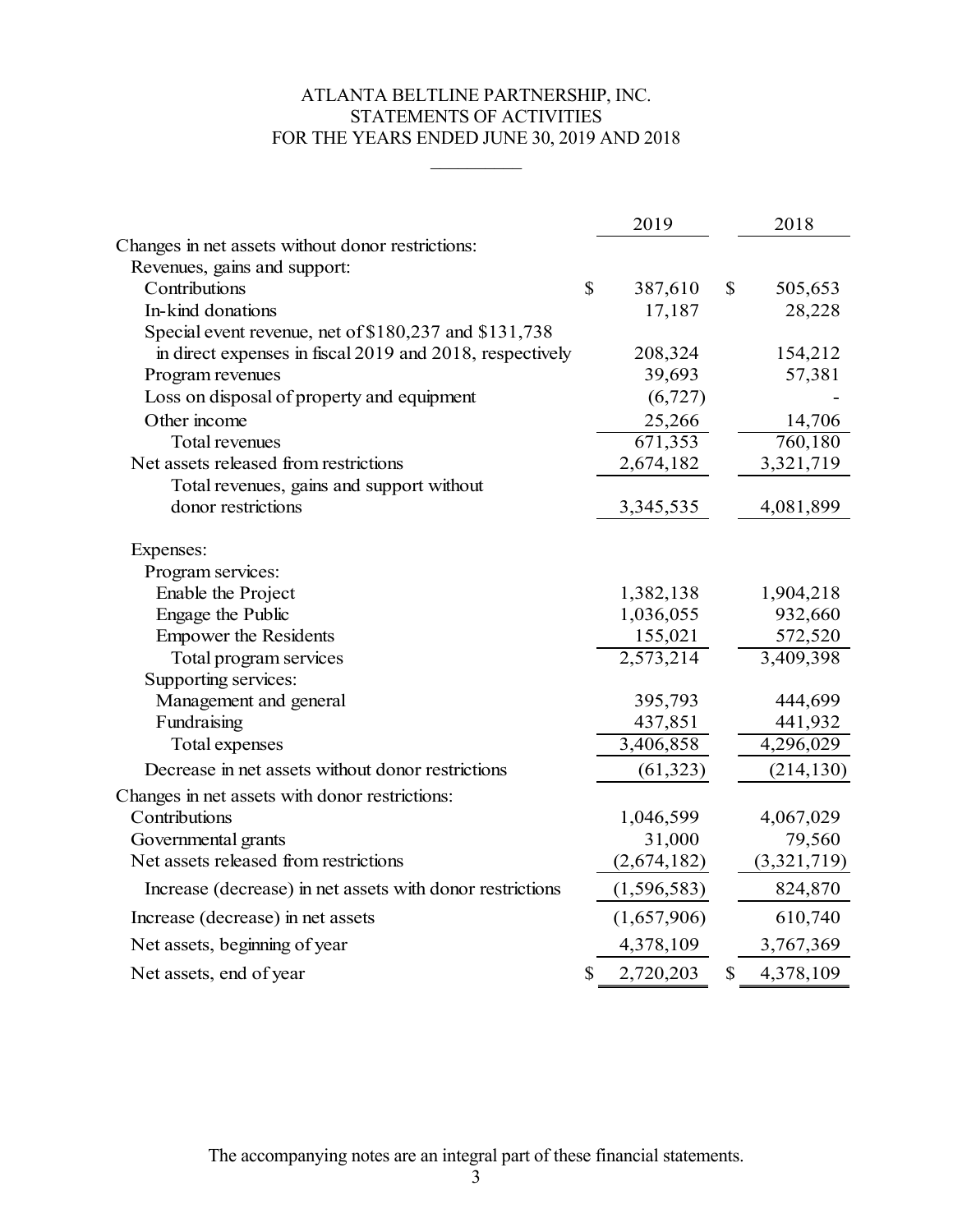# ATLANTA BELTLINE PARTNERSHIP, INC.
## STATEMENTS OF ACTIVITIES
### FOR THE YEARS ENDED JUNE 30, 2019 AND 2018

| | 2019 | 2018 |
|---|---|---|
| Changes in net assets without donor restrictions: | | |
| Revenues, gains and support: | | |
| Contributions | $ 387,610 | $ 505,653 |
| In-kind donations | 17,187 | 28,228 |
| Special event revenue, net of $180,237 and $131,738 in direct expenses in fiscal 2019 and 2018, respectively | 208,324 | 154,212 |
| Program revenues | 39,693 | 57,381 |
| Loss on disposal of property and equipment | (6,727) | - |
| Other income | 25,266 | 14,706 |
| Total revenues | 671,353 | 760,180 |
| Net assets released from restrictions | 2,674,182 | 3,321,719 |
| Total revenues, gains and support without donor restrictions | 3,345,535 | 4,081,899 |
| Expenses: | | |
| Program services: | | |
| Enable the Project | 1,382,138 | 1,904,218 |
| Engage the Public | 1,036,055 | 932,660 |
| Empower the Residents | 155,021 | 572,520 |
| Total program services | 2,573,214 | 3,409,398 |
| Supporting services: | | |
| Management and general | 395,793 | 444,699 |
| Fundraising | 437,851 | 441,932 |
| Total expenses | 3,406,858 | 4,296,029 |
| Decrease in net assets without donor restrictions | (61,323) | (214,130) |
| Changes in net assets with donor restrictions: | | |
| Contributions | 1,046,599 | 4,067,029 |
| Governmental grants | 31,000 | 79,560 |
| Net assets released from restrictions | (2,674,182) | (3,321,719) |
| Increase (decrease) in net assets with donor restrictions | (1,596,583) | 824,870 |
| Increase (decrease) in net assets | (1,657,906) | 610,740 |
| Net assets, beginning of year | 4,378,109 | 3,767,369 |
| Net assets, end of year | $ 2,720,203 | $ 4,378,109 |

The accompanying notes are an integral part of these financial statements.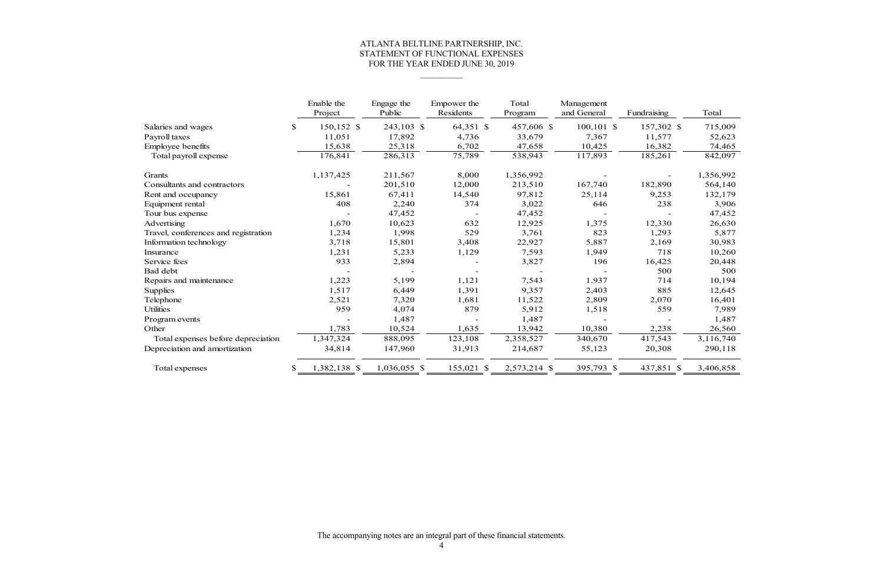# ATLANTA BELTLINE PARTNERSHIP, INC.
## STATEMENT OF FUNCTIONAL EXPENSES
### FOR THE YEAR ENDED JUNE 30, 2019

| | Enable the Project | Engage the Public | Empower the Residents | Total Program | Management and General | Fundraising | Total |
|---|---|---|---|---|---|---|---|
| Salaries and wages | $ 150,152 | $ 243,103 | $ 64,351 | $ 457,606 | $ 100,101 | $ 157,302 | $ 715,009 |
| Payroll taxes | 11,051 | 17,892 | 4,736 | 33,679 | 7,367 | 11,577 | 52,623 |
| Employee benefits | 15,638 | 25,318 | 6,702 | 47,658 | 10,425 | 16,382 | 74,465 |
| Total payroll expense | 176,841 | 286,313 | 75,789 | 538,943 | 117,893 | 185,261 | 842,097 |
| | | | | | | | |
| Grants | 1,137,425 | 211,567 | 8,000 | 1,356,992 | - | - | 1,356,992 |
| Consultants and contractors | - | 201,510 | 12,000 | 213,510 | 167,740 | 182,890 | 564,140 |
| Rent and occupancy | 15,861 | 67,411 | 14,540 | 97,812 | 25,114 | 9,253 | 132,179 |
| Equipment rental | 408 | 2,240 | 374 | 3,022 | 646 | 238 | 3,906 |
| Tour bus expense | - | 47,452 | - | 47,452 | - | - | 47,452 |
| Advertising | 1,670 | 10,623 | 632 | 12,925 | 1,375 | 12,330 | 26,630 |
| Travel, conferences and registration | 1,234 | 1,998 | 529 | 3,761 | 823 | 1,293 | 5,877 |
| Information technology | 3,718 | 15,801 | 3,408 | 22,927 | 5,887 | 2,169 | 30,983 |
| Insurance | 1,231 | 5,233 | 1,129 | 7,593 | 1,949 | 718 | 10,260 |
| Service fees | 933 | 2,894 | - | 3,827 | 196 | 16,425 | 20,448 |
| Bad debt | - | - | - | - | - | 500 | 500 |
| Repairs and maintenance | 1,223 | 5,199 | 1,121 | 7,543 | 1,937 | 714 | 10,194 |
| Supplies | 1,517 | 6,449 | 1,391 | 9,357 | 2,403 | 885 | 12,645 |
| Telephone | 2,521 | 7,320 | 1,681 | 11,522 | 2,809 | 2,070 | 16,401 |
| Utilities | 959 | 4,074 | 879 | 5,912 | 1,518 | 559 | 7,989 |
| Program events | - | 1,487 | - | 1,487 | - | - | 1,487 |
| Other | 1,783 | 10,524 | 1,635 | 13,942 | 10,380 | 2,238 | 26,560 |
| Total expenses before depreciation | 1,347,324 | 888,095 | 123,108 | 2,358,527 | 340,670 | 417,543 | 3,116,740 |
| Depreciation and amortization | 34,814 | 147,960 | 31,913 | 214,687 | 55,123 | 20,308 | 290,118 |
| | | | | | | | |
| Total expenses | $ 1,382,138 | $ 1,036,055 | $ 155,021 | $ 2,573,214 | $ 395,793 | $ 437,851 | $ 3,406,858 |

The accompanying notes are an integral part of these financial statements.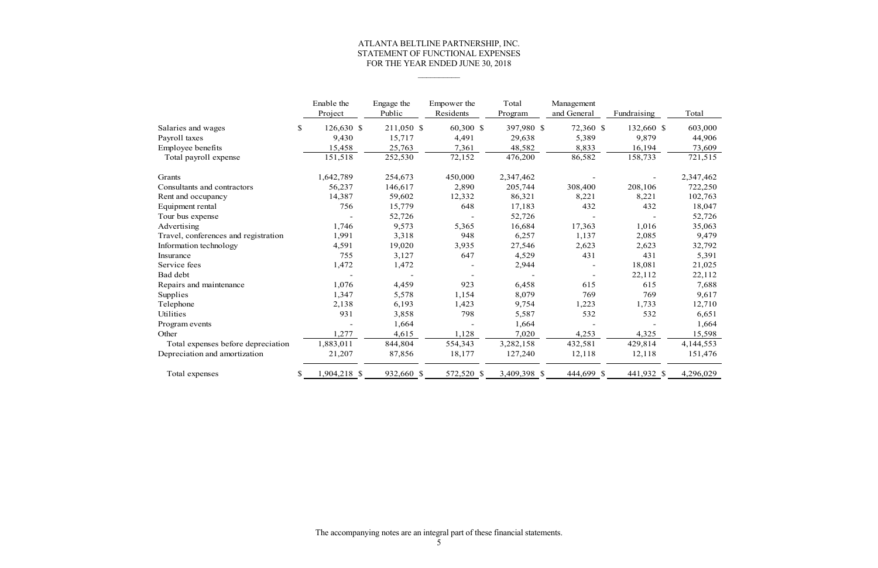# ATLANTA BELTLINE PARTNERSHIP, INC.
## STATEMENT OF FUNCTIONAL EXPENSES
### FOR THE YEAR ENDED JUNE 30, 2018

| | Enable the Project | Engage the Public | Empower the Residents | Total Program | Management and General | Fundraising | Total |
|---|---|---|---|---|---|---|---|
| Salaries and wages | $ 126,630 | $ 211,050 | $ 60,300 | $ 397,980 | $ 72,360 | $ 132,660 | $ 603,000 |
| Payroll taxes | 9,430 | 15,717 | 4,491 | 29,638 | 5,389 | 9,879 | 44,906 |
| Employee benefits | 15,458 | 25,763 | 7,361 | 48,582 | 8,833 | 16,194 | 73,609 |
| Total payroll expense | 151,518 | 252,530 | 72,152 | 476,200 | 86,582 | 158,733 | 721,515 |
| | | | | | | | |
| Grants | 1,642,789 | 254,673 | 450,000 | 2,347,462 | - | - | 2,347,462 |
| Consultants and contractors | 56,237 | 146,617 | 2,890 | 205,744 | 308,400 | 208,106 | 722,250 |
| Rent and occupancy | 14,387 | 59,602 | 12,332 | 86,321 | 8,221 | 8,221 | 102,763 |
| Equipment rental | 756 | 15,779 | 648 | 17,183 | 432 | 432 | 18,047 |
| Tour bus expense | - | 52,726 | - | 52,726 | - | - | 52,726 |
| Advertising | 1,746 | 9,573 | 5,365 | 16,684 | 17,363 | 1,016 | 35,063 |
| Travel, conferences and registration | 1,991 | 3,318 | 948 | 6,257 | 1,137 | 2,085 | 9,479 |
| Information technology | 4,591 | 19,020 | 3,935 | 27,546 | 2,623 | 2,623 | 32,792 |
| Insurance | 755 | 3,127 | 647 | 4,529 | 431 | 431 | 5,391 |
| Service fees | 1,472 | 1,472 | - | 2,944 | - | 18,081 | 21,025 |
| Bad debt | - | - | - | - | - | 22,112 | 22,112 |
| Repairs and maintenance | 1,076 | 4,459 | 923 | 6,458 | 615 | 615 | 7,688 |
| Supplies | 1,347 | 5,578 | 1,154 | 8,079 | 769 | 769 | 9,617 |
| Telephone | 2,138 | 6,193 | 1,423 | 9,754 | 1,223 | 1,733 | 12,710 |
| Utilities | 931 | 3,858 | 798 | 5,587 | 532 | 532 | 6,651 |
| Program events | - | 1,664 | - | 1,664 | - | - | 1,664 |
| Other | 1,277 | 4,615 | 1,128 | 7,020 | 4,253 | 4,325 | 15,598 |
| Total expenses before depreciation | 1,883,011 | 844,804 | 554,343 | 3,282,158 | 432,581 | 429,814 | 4,144,553 |
| Depreciation and amortization | 21,207 | 87,856 | 18,177 | 127,240 | 12,118 | 12,118 | 151,476 |
| | | | | | | | |
| Total expenses | $ 1,904,218 | $ 932,660 | $ 572,520 | $ 3,409,398 | $ 444,699 | $ 441,932 | $ 4,296,029 |

The accompanying notes are an integral part of these financial statements.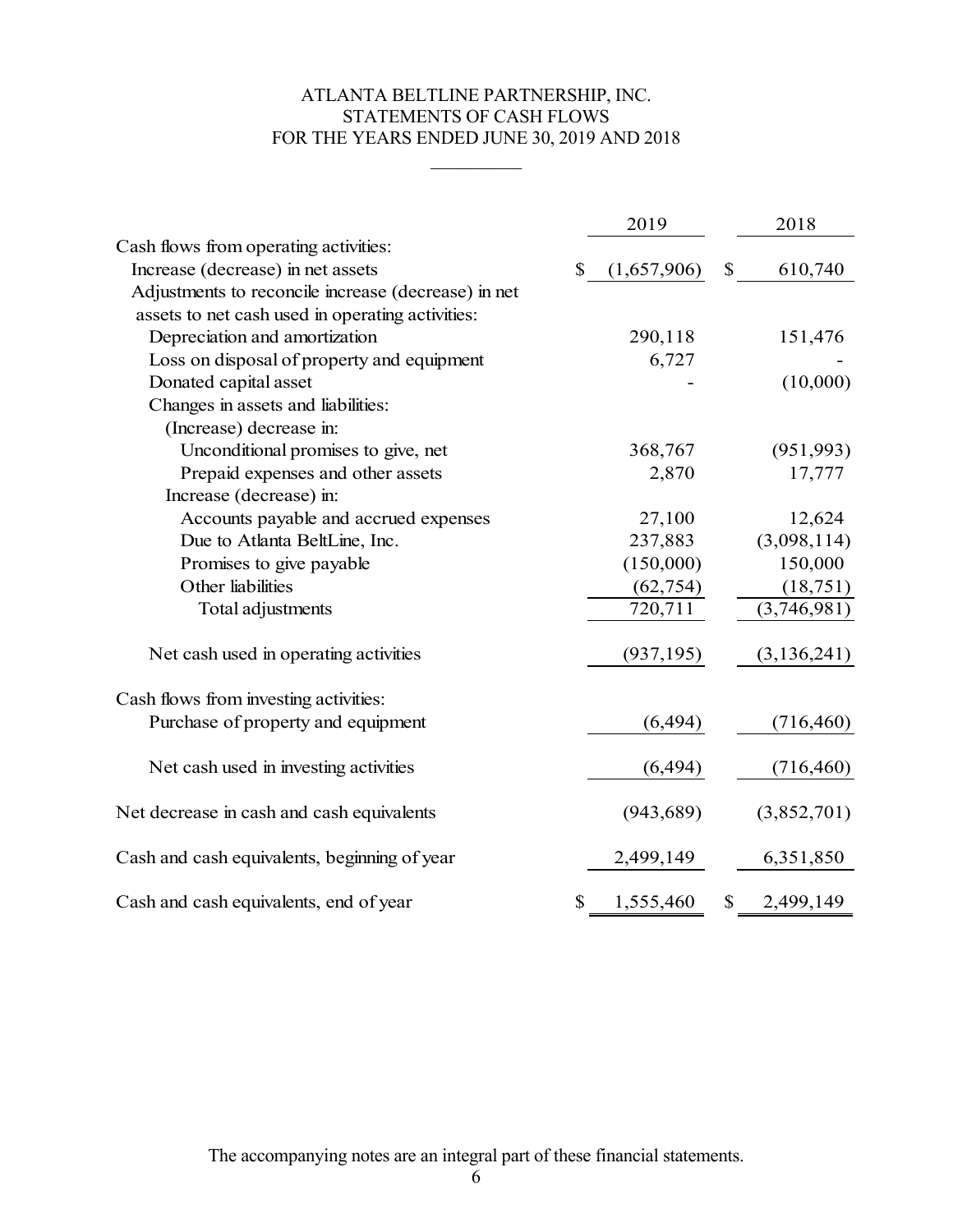# ATLANTA BELTLINE PARTNERSHIP, INC.
## STATEMENTS OF CASH FLOWS
### FOR THE YEARS ENDED JUNE 30, 2019 AND 2018

| | 2019 | 2018 |
|---|---|---|
| Cash flows from operating activities: | | |
| Increase (decrease) in net assets | $ (1,657,906) | $ 610,740 |
| Adjustments to reconcile increase (decrease) in net assets to net cash used in operating activities: | | |
| Depreciation and amortization | 290,118 | 151,476 |
| Loss on disposal of property and equipment | 6,727 | - |
| Donated capital asset | - | (10,000) |
| Changes in assets and liabilities: | | |
| (Increase) decrease in: | | |
| Unconditional promises to give, net | 368,767 | (951,993) |
| Prepaid expenses and other assets | 2,870 | 17,777 |
| Increase (decrease) in: | | |
| Accounts payable and accrued expenses | 27,100 | 12,624 |
| Due to Atlanta BeltLine, Inc. | 237,883 | (3,098,114) |
| Promises to give payable | (150,000) | 150,000 |
| Other liabilities | (62,754) | (18,751) |
| Total adjustments | 720,711 | (3,746,981) |
| Net cash used in operating activities | (937,195) | (3,136,241) |
| Cash flows from investing activities: | | |
| Purchase of property and equipment | (6,494) | (716,460) |
| Net cash used in investing activities | (6,494) | (716,460) |
| Net decrease in cash and cash equivalents | (943,689) | (3,852,701) |
| Cash and cash equivalents, beginning of year | 2,499,149 | 6,351,850 |
| Cash and cash equivalents, end of year | $ 1,555,460 | $ 2,499,149 |

The accompanying notes are an integral part of these financial statements.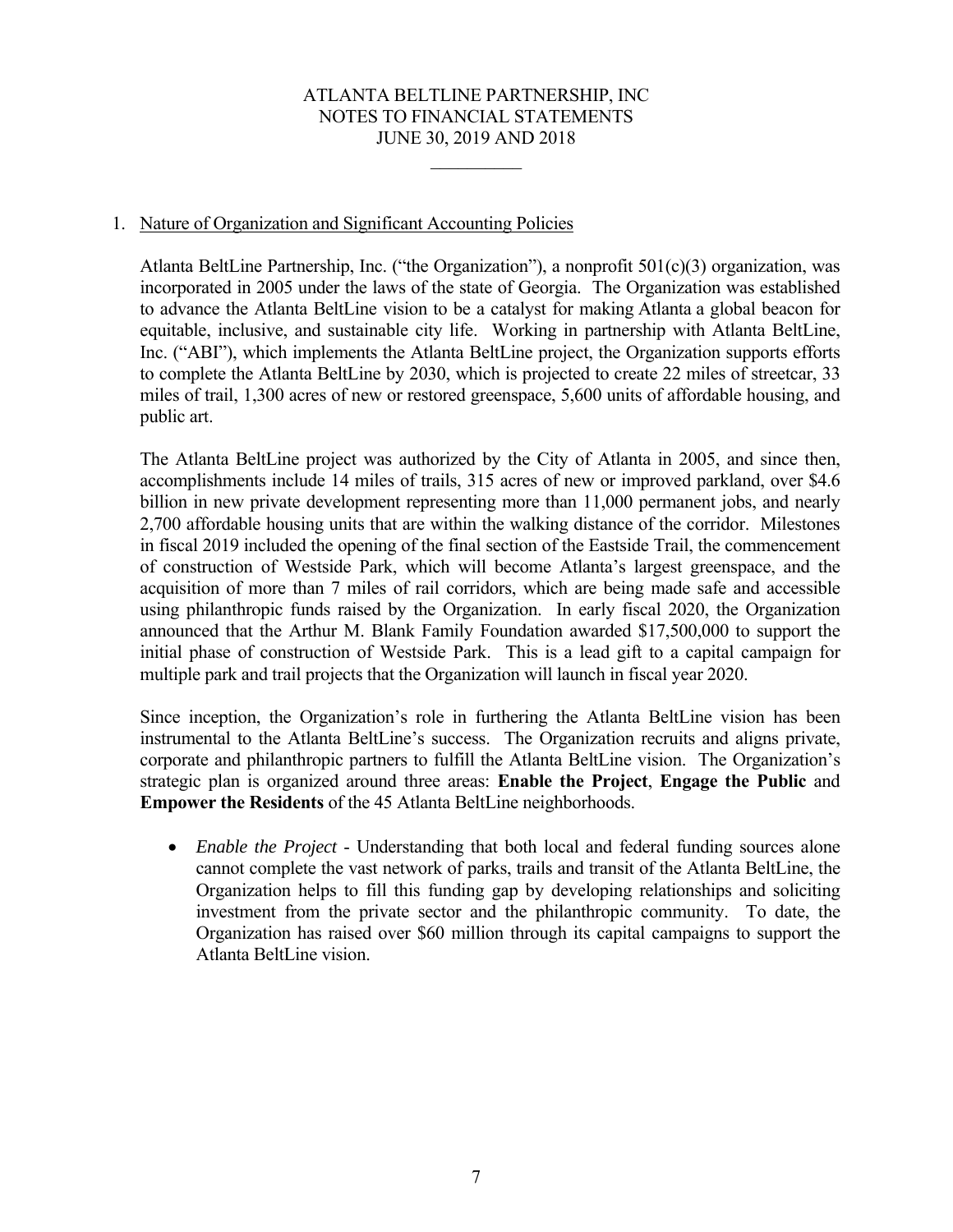# ATLANTA BELTLINE PARTNERSHIP, INC
## NOTES TO FINANCIAL STATEMENTS
## JUNE 30, 2019 AND 2018

1. Nature of Organization and Significant Accounting Policies

Atlanta BeltLine Partnership, Inc. ("the Organization"), a nonprofit 501(c)(3) organization, was incorporated in 2005 under the laws of the state of Georgia. The Organization was established to advance the Atlanta BeltLine vision to be a catalyst for making Atlanta a global beacon for equitable, inclusive, and sustainable city life. Working in partnership with Atlanta BeltLine, Inc. ("ABI"), which implements the Atlanta BeltLine project, the Organization supports efforts to complete the Atlanta BeltLine by 2030, which is projected to create 22 miles of streetcar, 33 miles of trail, 1,300 acres of new or restored greenspace, 5,600 units of affordable housing, and public art.

The Atlanta BeltLine project was authorized by the City of Atlanta in 2005, and since then, accomplishments include 14 miles of trails, 315 acres of new or improved parkland, over $4.6 billion in new private development representing more than 11,000 permanent jobs, and nearly 2,700 affordable housing units that are within the walking distance of the corridor. Milestones in fiscal 2019 included the opening of the final section of the Eastside Trail, the commencement of construction of Westside Park, which will become Atlanta's largest greenspace, and the acquisition of more than 7 miles of rail corridors, which are being made safe and accessible using philanthropic funds raised by the Organization. In early fiscal 2020, the Organization announced that the Arthur M. Blank Family Foundation awarded $17,500,000 to support the initial phase of construction of Westside Park. This is a lead gift to a capital campaign for multiple park and trail projects that the Organization will launch in fiscal year 2020.

Since inception, the Organization's role in furthering the Atlanta BeltLine vision has been instrumental to the Atlanta BeltLine's success. The Organization recruits and aligns private, corporate and philanthropic partners to fulfill the Atlanta BeltLine vision. The Organization's strategic plan is organized around three areas: **Enable the Project**, **Engage the Public** and **Empower the Residents** of the 45 Atlanta BeltLine neighborhoods.

- *Enable the Project* - Understanding that both local and federal funding sources alone cannot complete the vast network of parks, trails and transit of the Atlanta BeltLine, the Organization helps to fill this funding gap by developing relationships and soliciting investment from the private sector and the philanthropic community. To date, the Organization has raised over $60 million through its capital campaigns to support the Atlanta BeltLine vision.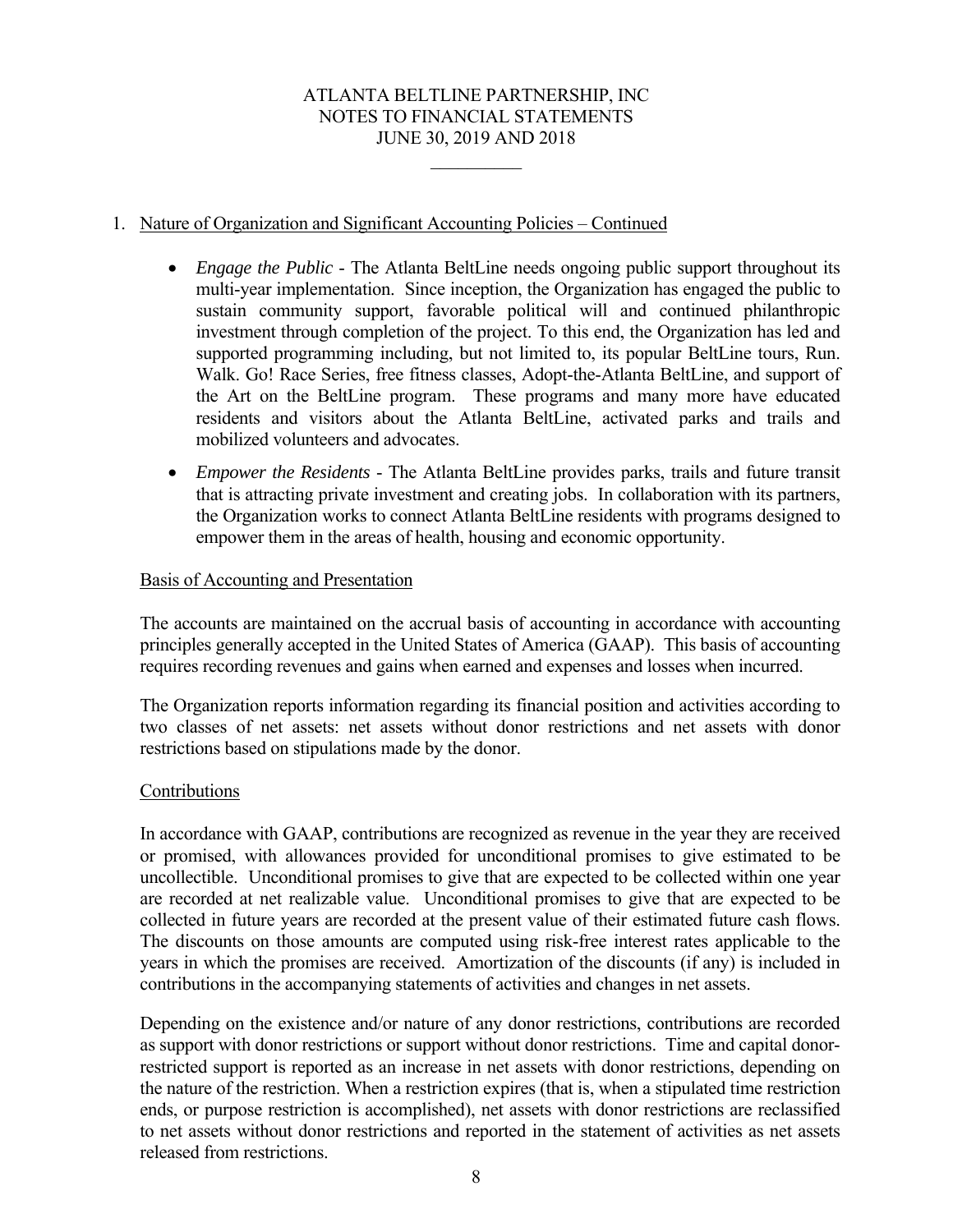1. Nature of Organization and Significant Accounting Policies – Continued

   - *Engage the Public* - The Atlanta BeltLine needs ongoing public support throughout its multi-year implementation. Since inception, the Organization has engaged the public to sustain community support, favorable political will and continued philanthropic investment through completion of the project. To this end, the Organization has led and supported programming including, but not limited to, its popular BeltLine tours, Run. Walk. Go! Race Series, free fitness classes, Adopt-the-Atlanta BeltLine, and support of the Art on the BeltLine program. These programs and many more have educated residents and visitors about the Atlanta BeltLine, activated parks and trails and mobilized volunteers and advocates.

   - *Empower the Residents* - The Atlanta BeltLine provides parks, trails and future transit that is attracting private investment and creating jobs. In collaboration with its partners, the Organization works to connect Atlanta BeltLine residents with programs designed to empower them in the areas of health, housing and economic opportunity.

   Basis of Accounting and Presentation

   The accounts are maintained on the accrual basis of accounting in accordance with accounting principles generally accepted in the United States of America (GAAP). This basis of accounting requires recording revenues and gains when earned and expenses and losses when incurred.

   The Organization reports information regarding its financial position and activities according to two classes of net assets: net assets without donor restrictions and net assets with donor restrictions based on stipulations made by the donor.

   Contributions

   In accordance with GAAP, contributions are recognized as revenue in the year they are received or promised, with allowances provided for unconditional promises to give estimated to be uncollectible. Unconditional promises to give that are expected to be collected within one year are recorded at net realizable value. Unconditional promises to give that are expected to be collected in future years are recorded at the present value of their estimated future cash flows. The discounts on those amounts are computed using risk-free interest rates applicable to the years in which the promises are received. Amortization of the discounts (if any) is included in contributions in the accompanying statements of activities and changes in net assets.

   Depending on the existence and/or nature of any donor restrictions, contributions are recorded as support with donor restrictions or support without donor restrictions. Time and capital donor-restricted support is reported as an increase in net assets with donor restrictions, depending on the nature of the restriction. When a restriction expires (that is, when a stipulated time restriction ends, or purpose restriction is accomplished), net assets with donor restrictions are reclassified to net assets without donor restrictions and reported in the statement of activities as net assets released from restrictions.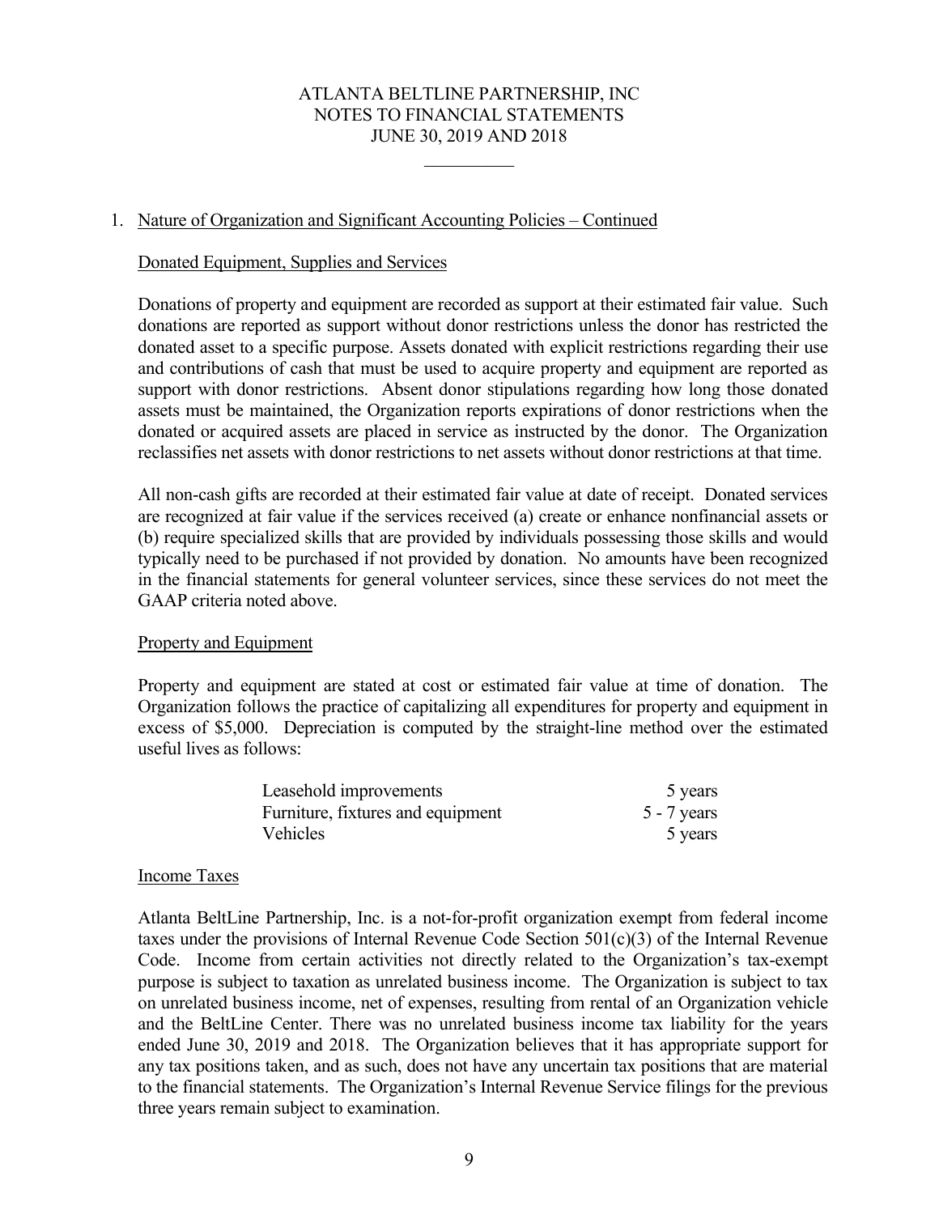## 1. Nature of Organization and Significant Accounting Policies – Continued

### Donated Equipment, Supplies and Services

Donations of property and equipment are recorded as support at their estimated fair value. Such donations are reported as support without donor restrictions unless the donor has restricted the donated asset to a specific purpose. Assets donated with explicit restrictions regarding their use and contributions of cash that must be used to acquire property and equipment are reported as support with donor restrictions. Absent donor stipulations regarding how long those donated assets must be maintained, the Organization reports expirations of donor restrictions when the donated or acquired assets are placed in service as instructed by the donor. The Organization reclassifies net assets with donor restrictions to net assets without donor restrictions at that time.

All non-cash gifts are recorded at their estimated fair value at date of receipt. Donated services are recognized at fair value if the services received (a) create or enhance nonfinancial assets or (b) require specialized skills that are provided by individuals possessing those skills and would typically need to be purchased if not provided by donation. No amounts have been recognized in the financial statements for general volunteer services, since these services do not meet the GAAP criteria noted above.

### Property and Equipment

Property and equipment are stated at cost or estimated fair value at time of donation. The Organization follows the practice of capitalizing all expenditures for property and equipment in excess of $5,000. Depreciation is computed by the straight-line method over the estimated useful lives as follows:

| | |
|---|---|
| Leasehold improvements | 5 years |
| Furniture, fixtures and equipment | 5 - 7 years |
| Vehicles | 5 years |

### Income Taxes

Atlanta BeltLine Partnership, Inc. is a not-for-profit organization exempt from federal income taxes under the provisions of Internal Revenue Code Section 501(c)(3) of the Internal Revenue Code. Income from certain activities not directly related to the Organization's tax-exempt purpose is subject to taxation as unrelated business income. The Organization is subject to tax on unrelated business income, net of expenses, resulting from rental of an Organization vehicle and the BeltLine Center. There was no unrelated business income tax liability for the years ended June 30, 2019 and 2018. The Organization believes that it has appropriate support for any tax positions taken, and as such, does not have any uncertain tax positions that are material to the financial statements. The Organization's Internal Revenue Service filings for the previous three years remain subject to examination.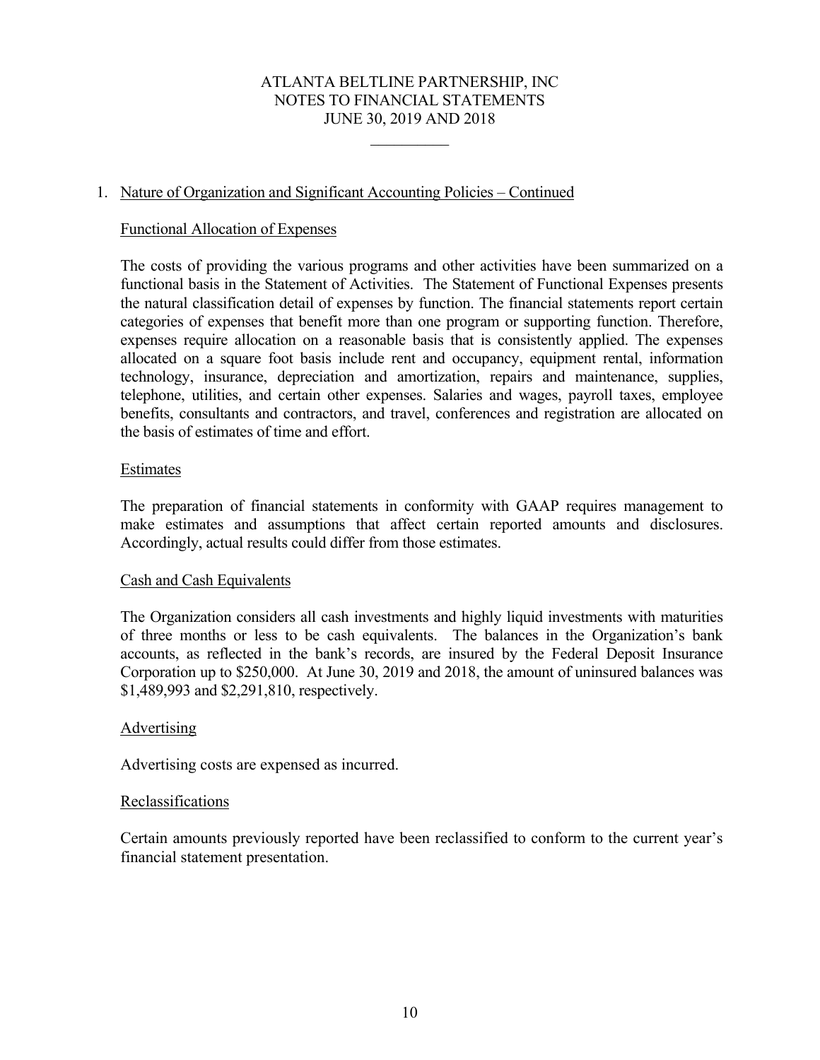## 1. Nature of Organization and Significant Accounting Policies – Continued

### Functional Allocation of Expenses

The costs of providing the various programs and other activities have been summarized on a functional basis in the Statement of Activities. The Statement of Functional Expenses presents the natural classification detail of expenses by function. The financial statements report certain categories of expenses that benefit more than one program or supporting function. Therefore, expenses require allocation on a reasonable basis that is consistently applied. The expenses allocated on a square foot basis include rent and occupancy, equipment rental, information technology, insurance, depreciation and amortization, repairs and maintenance, supplies, telephone, utilities, and certain other expenses. Salaries and wages, payroll taxes, employee benefits, consultants and contractors, and travel, conferences and registration are allocated on the basis of estimates of time and effort.

### Estimates

The preparation of financial statements in conformity with GAAP requires management to make estimates and assumptions that affect certain reported amounts and disclosures. Accordingly, actual results could differ from those estimates.

### Cash and Cash Equivalents

The Organization considers all cash investments and highly liquid investments with maturities of three months or less to be cash equivalents. The balances in the Organization's bank accounts, as reflected in the bank's records, are insured by the Federal Deposit Insurance Corporation up to $250,000. At June 30, 2019 and 2018, the amount of uninsured balances was $1,489,993 and $2,291,810, respectively.

### Advertising

Advertising costs are expensed as incurred.

### Reclassifications

Certain amounts previously reported have been reclassified to conform to the current year's financial statement presentation.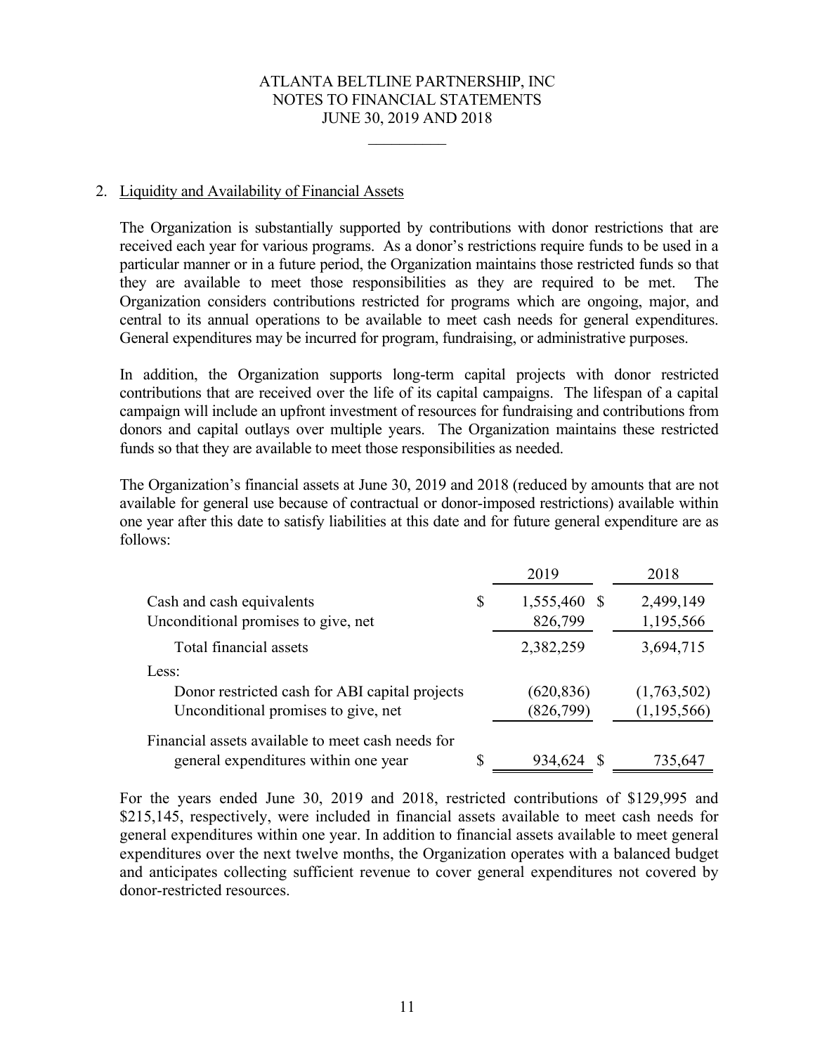## 2. Liquidity and Availability of Financial Assets

The Organization is substantially supported by contributions with donor restrictions that are received each year for various programs. As a donor's restrictions require funds to be used in a particular manner or in a future period, the Organization maintains those restricted funds so that they are available to meet those responsibilities as they are required to be met. The Organization considers contributions restricted for programs which are ongoing, major, and central to its annual operations to be available to meet cash needs for general expenditures. General expenditures may be incurred for program, fundraising, or administrative purposes.

In addition, the Organization supports long-term capital projects with donor restricted contributions that are received over the life of its capital campaigns. The lifespan of a capital campaign will include an upfront investment of resources for fundraising and contributions from donors and capital outlays over multiple years. The Organization maintains these restricted funds so that they are available to meet those responsibilities as needed.

The Organization's financial assets at June 30, 2019 and 2018 (reduced by amounts that are not available for general use because of contractual or donor-imposed restrictions) available within one year after this date to satisfy liabilities at this date and for future general expenditure are as follows:

| | 2019 | 2018 |
|---|---|---|
| Cash and cash equivalents | $ 1,555,460 | $ 2,499,149 |
| Unconditional promises to give, net | 826,799 | 1,195,566 |
| Total financial assets | 2,382,259 | 3,694,715 |
| Less: | | |
| Donor restricted cash for ABI capital projects | (620,836) | (1,763,502) |
| Unconditional promises to give, net | (826,799) | (1,195,566) |
| Financial assets available to meet cash needs for general expenditures within one year | $ 934,624 | $ 735,647 |

For the years ended June 30, 2019 and 2018, restricted contributions of $129,995 and $215,145, respectively, were included in financial assets available to meet cash needs for general expenditures within one year. In addition to financial assets available to meet general expenditures over the next twelve months, the Organization operates with a balanced budget and anticipates collecting sufficient revenue to cover general expenditures not covered by donor-restricted resources.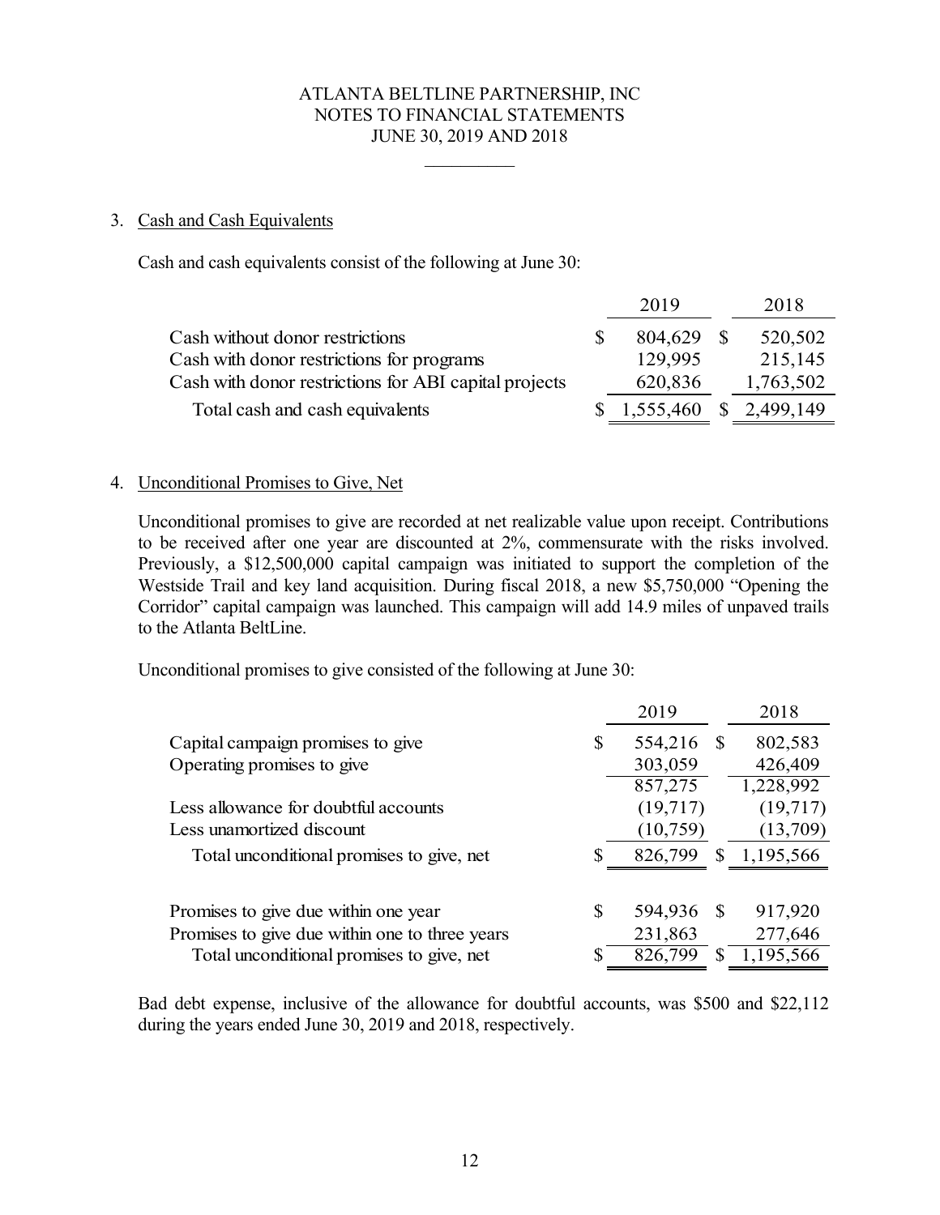### 3. Cash and Cash Equivalents

Cash and cash equivalents consist of the following at June 30:

| | 2019 | 2018 |
|---|---|---|
| Cash without donor restrictions | $ 804,629 | $ 520,502 |
| Cash with donor restrictions for programs | 129,995 | 215,145 |
| Cash with donor restrictions for ABI capital projects | 620,836 | 1,763,502 |
| Total cash and cash equivalents | $ 1,555,460 | $ 2,499,149 |

### 4. Unconditional Promises to Give, Net

Unconditional promises to give are recorded at net realizable value upon receipt. Contributions to be received after one year are discounted at 2%, commensurate with the risks involved. Previously, a $12,500,000 capital campaign was initiated to support the completion of the Westside Trail and key land acquisition. During fiscal 2018, a new $5,750,000 "Opening the Corridor" capital campaign was launched. This campaign will add 14.9 miles of unpaved trails to the Atlanta BeltLine.

Unconditional promises to give consisted of the following at June 30:

| | 2019 | 2018 |
|---|---|---|
| Capital campaign promises to give | $ 554,216 | $ 802,583 |
| Operating promises to give | 303,059 | 426,409 |
| | 857,275 | 1,228,992 |
| Less allowance for doubtful accounts | (19,717) | (19,717) |
| Less unamortized discount | (10,759) | (13,709) |
| Total unconditional promises to give, net | $ 826,799 | $ 1,195,566 |
| | | |
| Promises to give due within one year | $ 594,936 | $ 917,920 |
| Promises to give due within one to three years | 231,863 | 277,646 |
| Total unconditional promises to give, net | $ 826,799 | $ 1,195,566 |

Bad debt expense, inclusive of the allowance for doubtful accounts, was $500 and $22,112 during the years ended June 30, 2019 and 2018, respectively.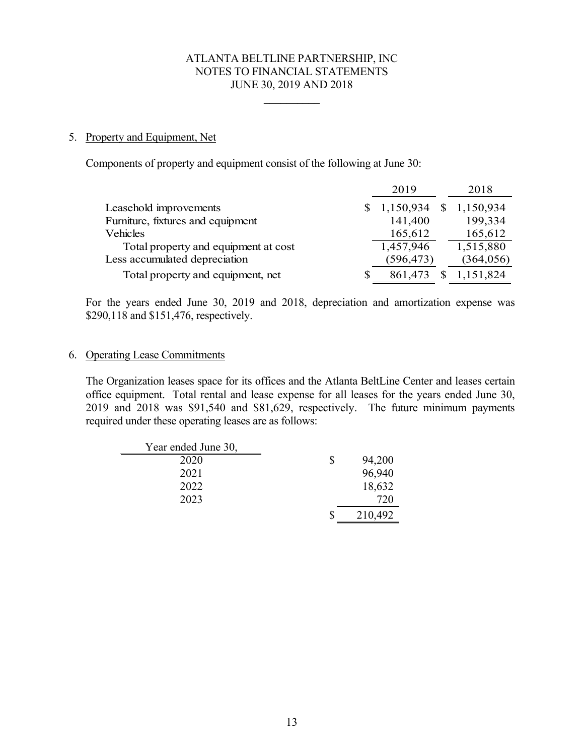ATLANTA BELTLINE PARTNERSHIP, INC
NOTES TO FINANCIAL STATEMENTS
JUNE 30, 2019 AND 2018

## 5. Property and Equipment, Net

Components of property and equipment consist of the following at June 30:

| | 2019 | 2018 |
|---|---|---|
| Leasehold improvements | $ 1,150,934 | $ 1,150,934 |
| Furniture, fixtures and equipment | 141,400 | 199,334 |
| Vehicles | 165,612 | 165,612 |
| Total property and equipment at cost | 1,457,946 | 1,515,880 |
| Less accumulated depreciation | (596,473) | (364,056) |
| Total property and equipment, net | $ 861,473 | $ 1,151,824 |

For the years ended June 30, 2019 and 2018, depreciation and amortization expense was $290,118 and $151,476, respectively.

## 6. Operating Lease Commitments

The Organization leases space for its offices and the Atlanta BeltLine Center and leases certain office equipment. Total rental and lease expense for all leases for the years ended June 30, 2019 and 2018 was $91,540 and $81,629, respectively. The future minimum payments required under these operating leases are as follows:

| Year ended June 30, | |
|---|---|
| 2020 | $ 94,200 |
| 2021 | 96,940 |
| 2022 | 18,632 |
| 2023 | 720 |
| | $ 210,492 |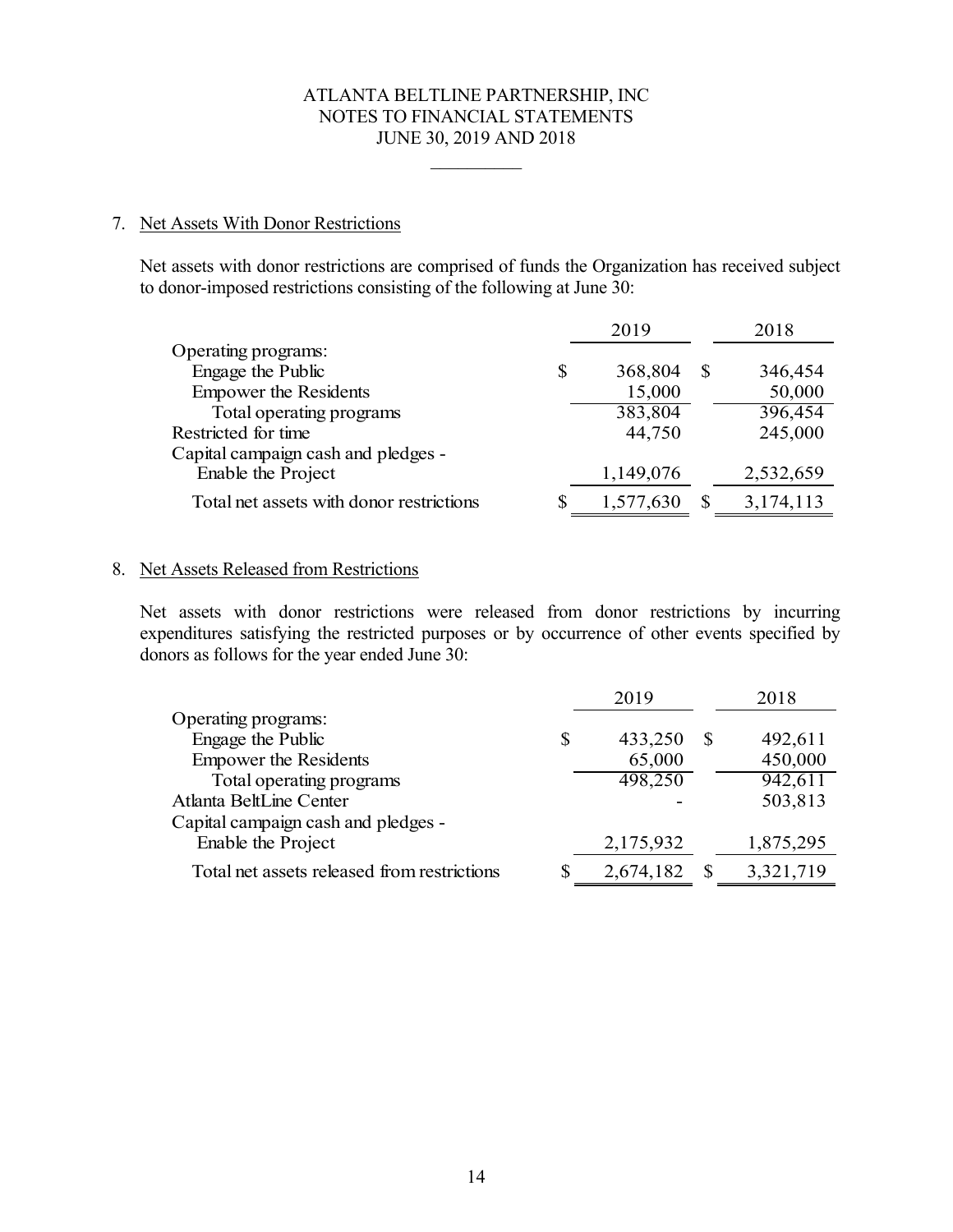7. Net Assets With Donor Restrictions

Net assets with donor restrictions are comprised of funds the Organization has received subject to donor-imposed restrictions consisting of the following at June 30:

| | 2019 | 2018 |
|---|---|---|
| Operating programs: | | |
| Engage the Public | $ 368,804 | $ 346,454 |
| Empower the Residents | 15,000 | 50,000 |
| Total operating programs | 383,804 | 396,454 |
| Restricted for time | 44,750 | 245,000 |
| Capital campaign cash and pledges - Enable the Project | 1,149,076 | 2,532,659 |
| Total net assets with donor restrictions | $ 1,577,630 | $ 3,174,113 |

8. Net Assets Released from Restrictions

Net assets with donor restrictions were released from donor restrictions by incurring expenditures satisfying the restricted purposes or by occurrence of other events specified by donors as follows for the year ended June 30:

| | 2019 | 2018 |
|---|---|---|
| Operating programs: | | |
| Engage the Public | $ 433,250 | $ 492,611 |
| Empower the Residents | 65,000 | 450,000 |
| Total operating programs | 498,250 | 942,611 |
| Atlanta BeltLine Center | - | 503,813 |
| Capital campaign cash and pledges - Enable the Project | 2,175,932 | 1,875,295 |
| Total net assets released from restrictions | $ 2,674,182 | $ 3,321,719 |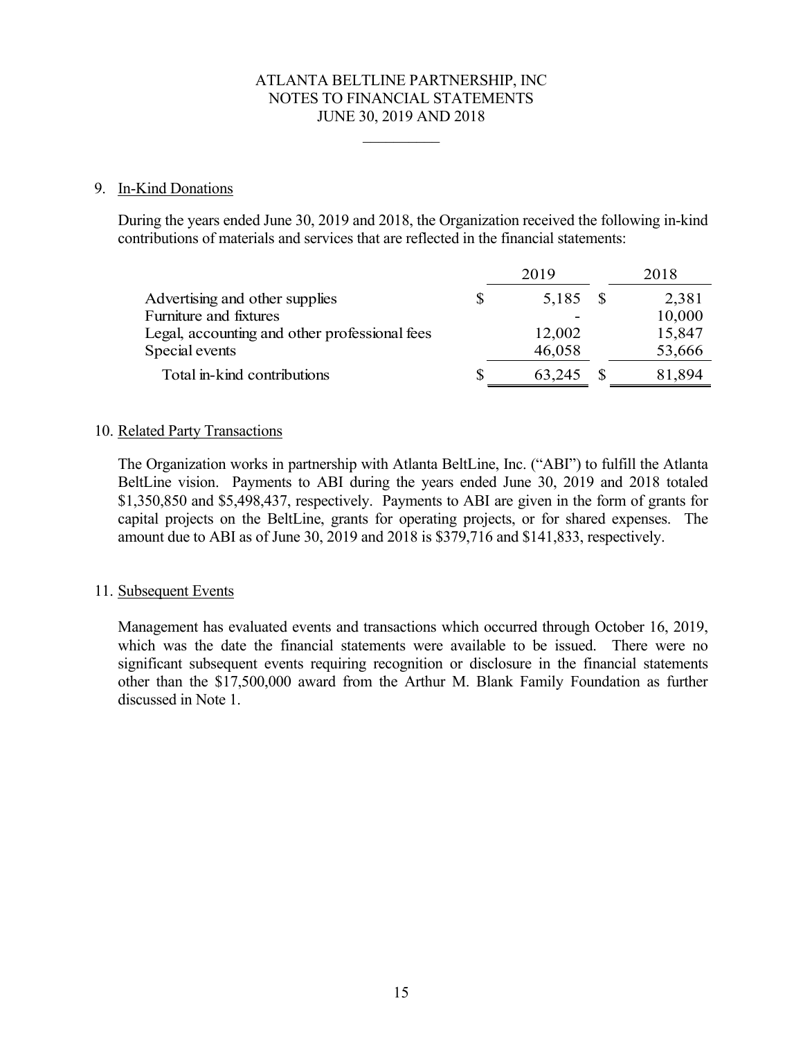ATLANTA BELTLINE PARTNERSHIP, INC
NOTES TO FINANCIAL STATEMENTS
JUNE 30, 2019 AND 2018

## 9. In-Kind Donations

During the years ended June 30, 2019 and 2018, the Organization received the following in-kind contributions of materials and services that are reflected in the financial statements:

| | 2019 | 2018 |
|---|---|---|
| Advertising and other supplies | $ 5,185 | $ 2,381 |
| Furniture and fixtures | - | 10,000 |
| Legal, accounting and other professional fees | 12,002 | 15,847 |
| Special events | 46,058 | 53,666 |
| Total in-kind contributions | $ 63,245 | $ 81,894 |

## 10. Related Party Transactions

The Organization works in partnership with Atlanta BeltLine, Inc. ("ABI") to fulfill the Atlanta BeltLine vision. Payments to ABI during the years ended June 30, 2019 and 2018 totaled $1,350,850 and $5,498,437, respectively. Payments to ABI are given in the form of grants for capital projects on the BeltLine, grants for operating projects, or for shared expenses. The amount due to ABI as of June 30, 2019 and 2018 is $379,716 and $141,833, respectively.

## 11. Subsequent Events

Management has evaluated events and transactions which occurred through October 16, 2019, which was the date the financial statements were available to be issued. There were no significant subsequent events requiring recognition or disclosure in the financial statements other than the $17,500,000 award from the Arthur M. Blank Family Foundation as further discussed in Note 1.